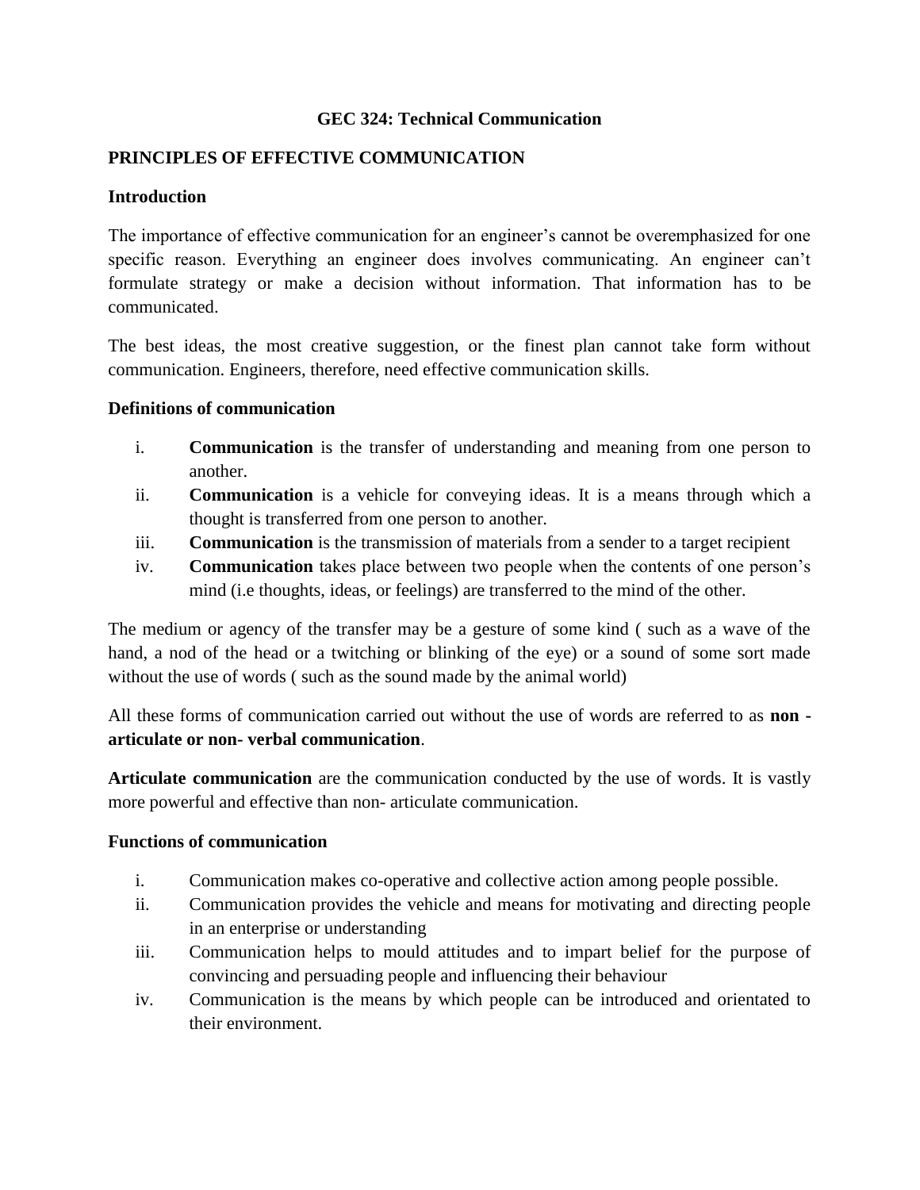**GEC 324: Technical Communication**

**PRINCIPLES OF EFFECTIVE COMMUNICATION**

**Introduction**

The importance of effective communication for an engineer's cannot be overemphasized for one specific reason. Everything an engineer does involves communicating. An engineer can't formulate strategy or make a decision without information. That information has to be communicated.

The best ideas, the most creative suggestion, or the finest plan cannot take form without communication. Engineers, therefore, need effective communication skills.

**Definitions of communication**

i. **Communication** is the transfer of understanding and meaning from one person to another.
ii. **Communication** is a vehicle for conveying ideas. It is a means through which a thought is transferred from one person to another.
iii. **Communication** is the transmission of materials from a sender to a target recipient
iv. **Communication** takes place between two people when the contents of one person's mind (i.e thoughts, ideas, or feelings) are transferred to the mind of the other.

The medium or agency of the transfer may be a gesture of some kind ( such as a wave of the hand, a nod of the head or a twitching or blinking of the eye) or a sound of some sort made without the use of words ( such as the sound made by the animal world)

All these forms of communication carried out without the use of words are referred to as **non - articulate or non- verbal communication**.

**Articulate communication** are the communication conducted by the use of words. It is vastly more powerful and effective than non- articulate communication.

**Functions of communication**

i. Communication makes co-operative and collective action among people possible.
ii. Communication provides the vehicle and means for motivating and directing people in an enterprise or understanding
iii. Communication helps to mould attitudes and to impart belief for the purpose of convincing and persuading people and influencing their behaviour
iv. Communication is the means by which people can be introduced and orientated to their environment.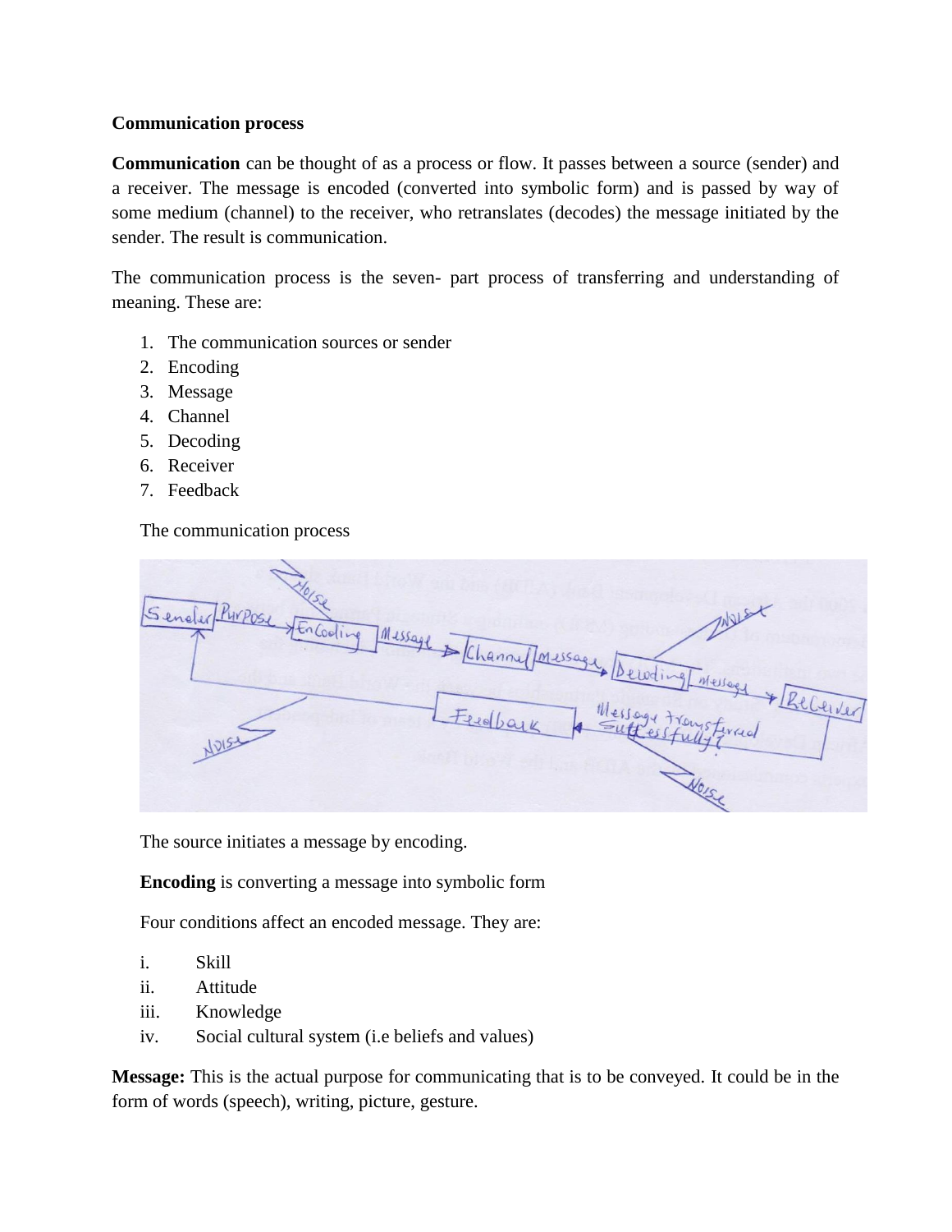**Communication process**

**Communication** can be thought of as a process or flow. It passes between a source (sender) and a receiver. The message is encoded (converted into symbolic form) and is passed by way of some medium (channel) to the receiver, who retranslates (decodes) the message initiated by the sender. The result is communication.

The communication process is the seven- part process of transferring and understanding of meaning. These are:

1. The communication sources or sender
2. Encoding
3. Message
4. Channel
5. Decoding
6. Receiver
7. Feedback

The communication process

Noise

Sender Purpose Encoding Message Channel Message Decoding Message Receiver

Noise

Feedback

Message transferred successfully?

Noise

Noise

The source initiates a message by encoding.

**Encoding** is converting a message into symbolic form

Four conditions affect an encoded message. They are:

i. Skill
ii. Attitude
iii. Knowledge
iv. Social cultural system (i.e beliefs and values)

**Message:** This is the actual purpose for communicating that is to be conveyed. It could be in the form of words (speech), writing, picture, gesture.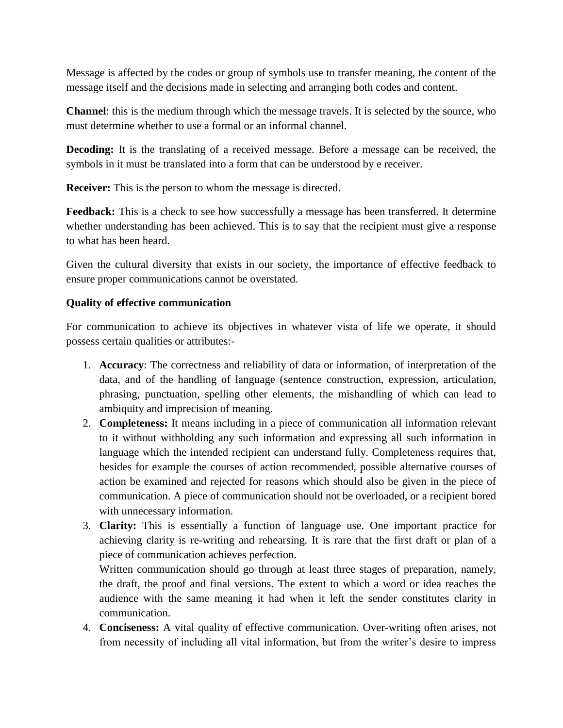Message is affected by the codes or group of symbols use to transfer meaning, the content of the message itself and the decisions made in selecting and arranging both codes and content.

**Channel**: this is the medium through which the message travels. It is selected by the source, who must determine whether to use a formal or an informal channel.

**Decoding:** It is the translating of a received message. Before a message can be received, the symbols in it must be translated into a form that can be understood by e receiver.

**Receiver:** This is the person to whom the message is directed.

**Feedback:** This is a check to see how successfully a message has been transferred. It determine whether understanding has been achieved. This is to say that the recipient must give a response to what has been heard.

Given the cultural diversity that exists in our society, the importance of effective feedback to ensure proper communications cannot be overstated.

**Quality of effective communication**

For communication to achieve its objectives in whatever vista of life we operate, it should possess certain qualities or attributes:-

1. **Accuracy**: The correctness and reliability of data or information, of interpretation of the data, and of the handling of language (sentence construction, expression, articulation, phrasing, punctuation, spelling other elements, the mishandling of which can lead to ambiquity and imprecision of meaning.
2. **Completeness:** It means including in a piece of communication all information relevant to it without withholding any such information and expressing all such information in language which the intended recipient can understand fully. Completeness requires that, besides for example the courses of action recommended, possible alternative courses of action be examined and rejected for reasons which should also be given in the piece of communication. A piece of communication should not be overloaded, or a recipient bored with unnecessary information.
3. **Clarity:** This is essentially a function of language use. One important practice for achieving clarity is re-writing and rehearsing. It is rare that the first draft or plan of a piece of communication achieves perfection.
   Written communication should go through at least three stages of preparation, namely, the draft, the proof and final versions. The extent to which a word or idea reaches the audience with the same meaning it had when it left the sender constitutes clarity in communication.
4. **Conciseness:** A vital quality of effective communication. Over-writing often arises, not from necessity of including all vital information, but from the writer's desire to impress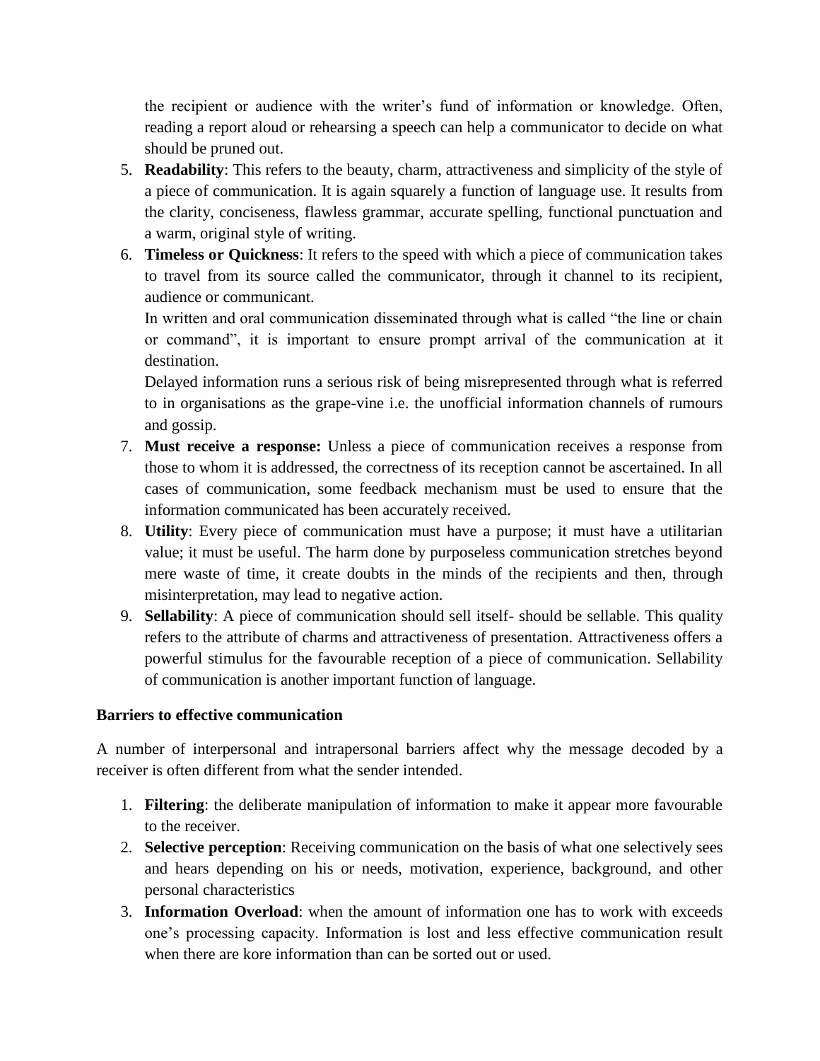the recipient or audience with the writer's fund of information or knowledge. Often, reading a report aloud or rehearsing a speech can help a communicator to decide on what should be pruned out.

5. **Readability**: This refers to the beauty, charm, attractiveness and simplicity of the style of a piece of communication. It is again squarely a function of language use. It results from the clarity, conciseness, flawless grammar, accurate spelling, functional punctuation and a warm, original style of writing.
6. **Timeless or Quickness**: It refers to the speed with which a piece of communication takes to travel from its source called the communicator, through it channel to its recipient, audience or communicant.
   In written and oral communication disseminated through what is called "the line or chain or command", it is important to ensure prompt arrival of the communication at it destination.
   Delayed information runs a serious risk of being misrepresented through what is referred to in organisations as the grape-vine i.e. the unofficial information channels of rumours and gossip.
7. **Must receive a response:** Unless a piece of communication receives a response from those to whom it is addressed, the correctness of its reception cannot be ascertained. In all cases of communication, some feedback mechanism must be used to ensure that the information communicated has been accurately received.
8. **Utility**: Every piece of communication must have a purpose; it must have a utilitarian value; it must be useful. The harm done by purposeless communication stretches beyond mere waste of time, it create doubts in the minds of the recipients and then, through misinterpretation, may lead to negative action.
9. **Sellability**: A piece of communication should sell itself- should be sellable. This quality refers to the attribute of charms and attractiveness of presentation. Attractiveness offers a powerful stimulus for the favourable reception of a piece of communication. Sellability of communication is another important function of language.

**Barriers to effective communication**

A number of interpersonal and intrapersonal barriers affect why the message decoded by a receiver is often different from what the sender intended.

1. **Filtering**: the deliberate manipulation of information to make it appear more favourable to the receiver.
2. **Selective perception**: Receiving communication on the basis of what one selectively sees and hears depending on his or needs, motivation, experience, background, and other personal characteristics
3. **Information Overload**: when the amount of information one has to work with exceeds one's processing capacity. Information is lost and less effective communication result when there are kore information than can be sorted out or used.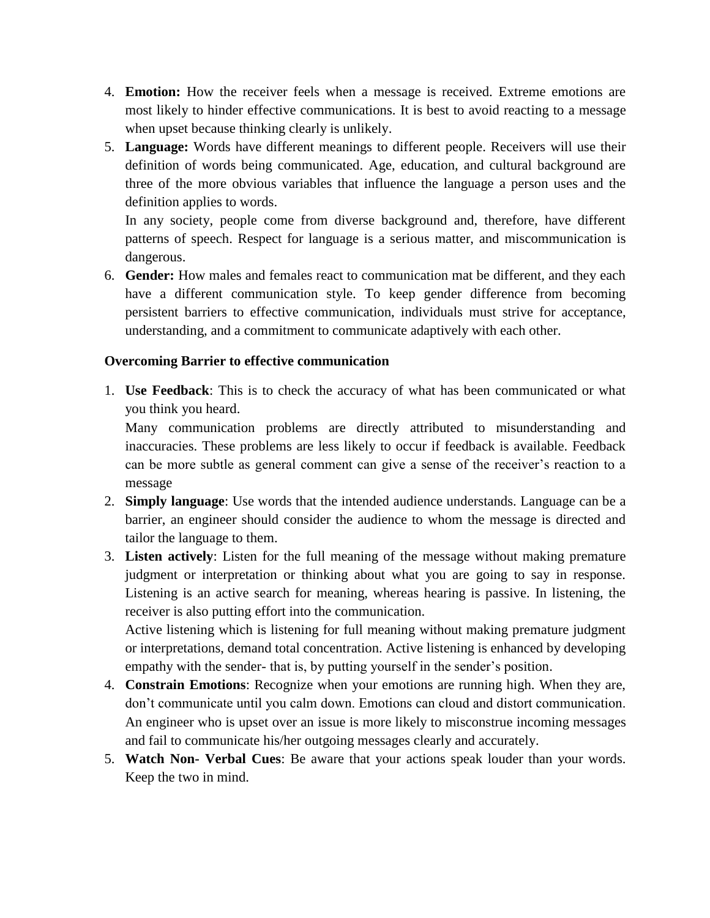4. **Emotion:** How the receiver feels when a message is received. Extreme emotions are most likely to hinder effective communications. It is best to avoid reacting to a message when upset because thinking clearly is unlikely.
5. **Language:** Words have different meanings to different people. Receivers will use their definition of words being communicated. Age, education, and cultural background are three of the more obvious variables that influence the language a person uses and the definition applies to words.
   In any society, people come from diverse background and, therefore, have different patterns of speech. Respect for language is a serious matter, and miscommunication is dangerous.
6. **Gender:** How males and females react to communication mat be different, and they each have a different communication style. To keep gender difference from becoming persistent barriers to effective communication, individuals must strive for acceptance, understanding, and a commitment to communicate adaptively with each other.

**Overcoming Barrier to effective communication**

1. **Use Feedback**: This is to check the accuracy of what has been communicated or what you think you heard.
   Many communication problems are directly attributed to misunderstanding and inaccuracies. These problems are less likely to occur if feedback is available. Feedback can be more subtle as general comment can give a sense of the receiver's reaction to a message
2. **Simply language**: Use words that the intended audience understands. Language can be a barrier, an engineer should consider the audience to whom the message is directed and tailor the language to them.
3. **Listen actively**: Listen for the full meaning of the message without making premature judgment or interpretation or thinking about what you are going to say in response. Listening is an active search for meaning, whereas hearing is passive. In listening, the receiver is also putting effort into the communication.
   Active listening which is listening for full meaning without making premature judgment or interpretations, demand total concentration. Active listening is enhanced by developing empathy with the sender- that is, by putting yourself in the sender's position.
4. **Constrain Emotions**: Recognize when your emotions are running high. When they are, don't communicate until you calm down. Emotions can cloud and distort communication. An engineer who is upset over an issue is more likely to misconstrue incoming messages and fail to communicate his/her outgoing messages clearly and accurately.
5. **Watch Non- Verbal Cues**: Be aware that your actions speak louder than your words. Keep the two in mind.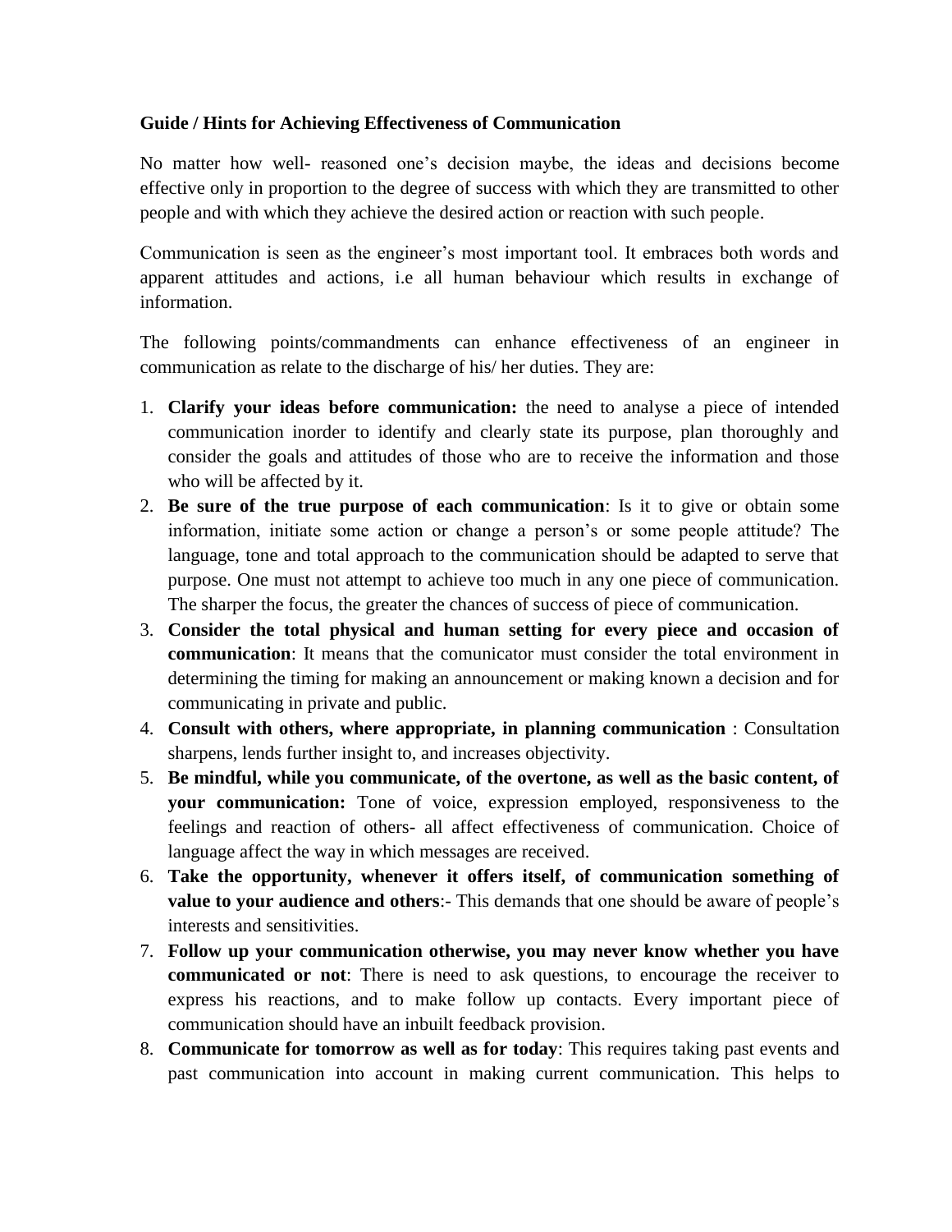**Guide / Hints for Achieving Effectiveness of Communication**

No matter how well- reasoned one's decision maybe, the ideas and decisions become effective only in proportion to the degree of success with which they are transmitted to other people and with which they achieve the desired action or reaction with such people.

Communication is seen as the engineer's most important tool. It embraces both words and apparent attitudes and actions, i.e all human behaviour which results in exchange of information.

The following points/commandments can enhance effectiveness of an engineer in communication as relate to the discharge of his/ her duties. They are:

1. **Clarify your ideas before communication:** the need to analyse a piece of intended communication inorder to identify and clearly state its purpose, plan thoroughly and consider the goals and attitudes of those who are to receive the information and those who will be affected by it.
2. **Be sure of the true purpose of each communication**: Is it to give or obtain some information, initiate some action or change a person's or some people attitude? The language, tone and total approach to the communication should be adapted to serve that purpose. One must not attempt to achieve too much in any one piece of communication. The sharper the focus, the greater the chances of success of piece of communication.
3. **Consider the total physical and human setting for every piece and occasion of communication**: It means that the comunicator must consider the total environment in determining the timing for making an announcement or making known a decision and for communicating in private and public.
4. **Consult with others, where appropriate, in planning communication** : Consultation sharpens, lends further insight to, and increases objectivity.
5. **Be mindful, while you communicate, of the overtone, as well as the basic content, of your communication:** Tone of voice, expression employed, responsiveness to the feelings and reaction of others- all affect effectiveness of communication. Choice of language affect the way in which messages are received.
6. **Take the opportunity, whenever it offers itself, of communication something of value to your audience and others**:- This demands that one should be aware of people's interests and sensitivities.
7. **Follow up your communication otherwise, you may never know whether you have communicated or not**: There is need to ask questions, to encourage the receiver to express his reactions, and to make follow up contacts. Every important piece of communication should have an inbuilt feedback provision.
8. **Communicate for tomorrow as well as for today**: This requires taking past events and past communication into account in making current communication. This helps to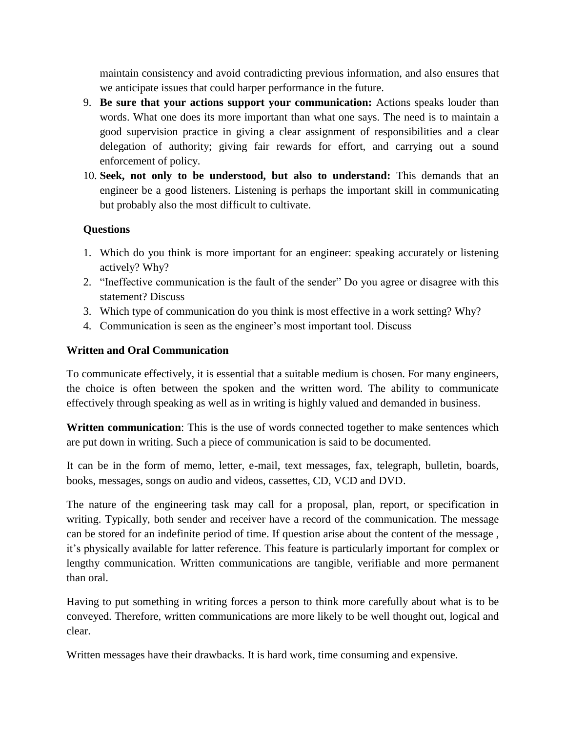maintain consistency and avoid contradicting previous information, and also ensures that we anticipate issues that could harper performance in the future.

9. **Be sure that your actions support your communication:** Actions speaks louder than words. What one does its more important than what one says. The need is to maintain a good supervision practice in giving a clear assignment of responsibilities and a clear delegation of authority; giving fair rewards for effort, and carrying out a sound enforcement of policy.
10. **Seek, not only to be understood, but also to understand:** This demands that an engineer be a good listeners. Listening is perhaps the important skill in communicating but probably also the most difficult to cultivate.

**Questions**

1. Which do you think is more important for an engineer: speaking accurately or listening actively? Why?
2. "Ineffective communication is the fault of the sender" Do you agree or disagree with this statement? Discuss
3. Which type of communication do you think is most effective in a work setting? Why?
4. Communication is seen as the engineer's most important tool. Discuss

**Written and Oral Communication**

To communicate effectively, it is essential that a suitable medium is chosen. For many engineers, the choice is often between the spoken and the written word. The ability to communicate effectively through speaking as well as in writing is highly valued and demanded in business.

**Written communication**: This is the use of words connected together to make sentences which are put down in writing. Such a piece of communication is said to be documented.

It can be in the form of memo, letter, e-mail, text messages, fax, telegraph, bulletin, boards, books, messages, songs on audio and videos, cassettes, CD, VCD and DVD.

The nature of the engineering task may call for a proposal, plan, report, or specification in writing. Typically, both sender and receiver have a record of the communication. The message can be stored for an indefinite period of time. If question arise about the content of the message , it's physically available for latter reference. This feature is particularly important for complex or lengthy communication. Written communications are tangible, verifiable and more permanent than oral.

Having to put something in writing forces a person to think more carefully about what is to be conveyed. Therefore, written communications are more likely to be well thought out, logical and clear.

Written messages have their drawbacks. It is hard work, time consuming and expensive.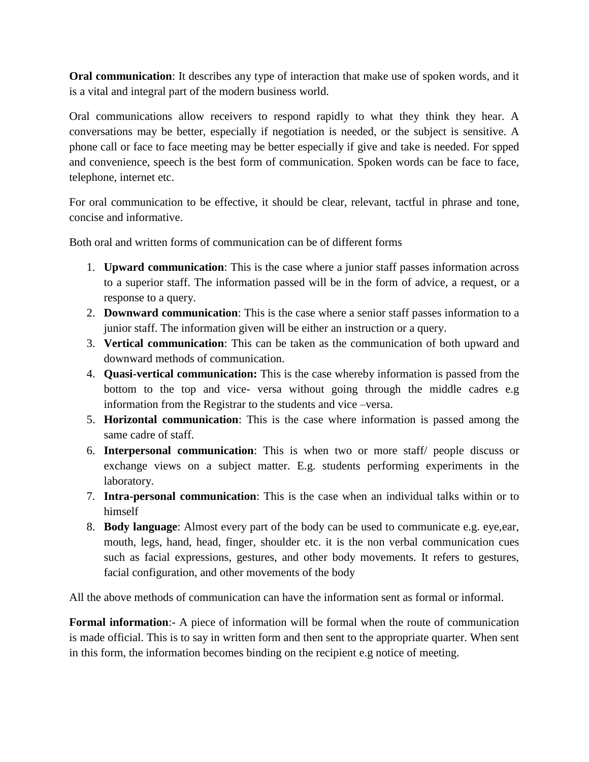**Oral communication**: It describes any type of interaction that make use of spoken words, and it is a vital and integral part of the modern business world.

Oral communications allow receivers to respond rapidly to what they think they hear. A conversations may be better, especially if negotiation is needed, or the subject is sensitive. A phone call or face to face meeting may be better especially if give and take is needed. For spped and convenience, speech is the best form of communication. Spoken words can be face to face, telephone, internet etc.

For oral communication to be effective, it should be clear, relevant, tactful in phrase and tone, concise and informative.

Both oral and written forms of communication can be of different forms

1. **Upward communication**: This is the case where a junior staff passes information across to a superior staff. The information passed will be in the form of advice, a request, or a response to a query.
2. **Downward communication**: This is the case where a senior staff passes information to a junior staff. The information given will be either an instruction or a query.
3. **Vertical communication**: This can be taken as the communication of both upward and downward methods of communication.
4. **Quasi-vertical communication:** This is the case whereby information is passed from the bottom to the top and vice- versa without going through the middle cadres e.g information from the Registrar to the students and vice –versa.
5. **Horizontal communication**: This is the case where information is passed among the same cadre of staff.
6. **Interpersonal communication**: This is when two or more staff/ people discuss or exchange views on a subject matter. E.g. students performing experiments in the laboratory.
7. **Intra-personal communication**: This is the case when an individual talks within or to himself
8. **Body language**: Almost every part of the body can be used to communicate e.g. eye,ear, mouth, legs, hand, head, finger, shoulder etc. it is the non verbal communication cues such as facial expressions, gestures, and other body movements. It refers to gestures, facial configuration, and other movements of the body

All the above methods of communication can have the information sent as formal or informal.

**Formal information**:- A piece of information will be formal when the route of communication is made official. This is to say in written form and then sent to the appropriate quarter. When sent in this form, the information becomes binding on the recipient e.g notice of meeting.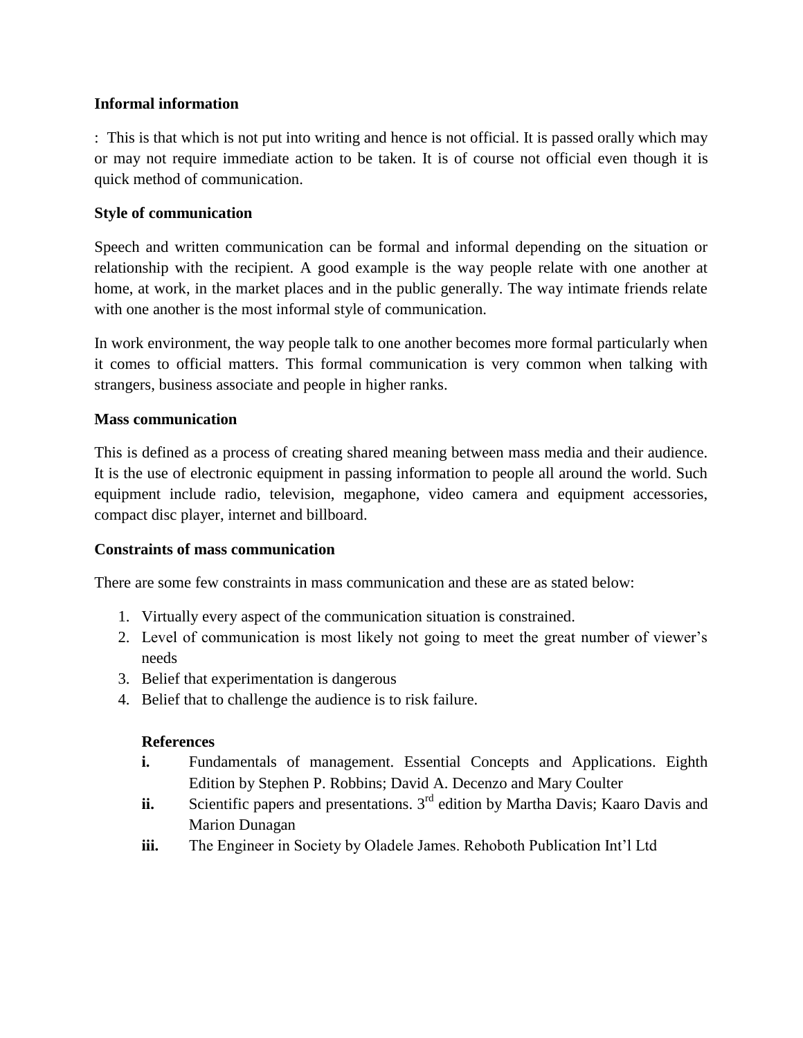**Informal information**

: This is that which is not put into writing and hence is not official. It is passed orally which may or may not require immediate action to be taken. It is of course not official even though it is quick method of communication.

**Style of communication**

Speech and written communication can be formal and informal depending on the situation or relationship with the recipient. A good example is the way people relate with one another at home, at work, in the market places and in the public generally. The way intimate friends relate with one another is the most informal style of communication.

In work environment, the way people talk to one another becomes more formal particularly when it comes to official matters. This formal communication is very common when talking with strangers, business associate and people in higher ranks.

**Mass communication**

This is defined as a process of creating shared meaning between mass media and their audience. It is the use of electronic equipment in passing information to people all around the world. Such equipment include radio, television, megaphone, video camera and equipment accessories, compact disc player, internet and billboard.

**Constraints of mass communication**

There are some few constraints in mass communication and these are as stated below:

1. Virtually every aspect of the communication situation is constrained.
2. Level of communication is most likely not going to meet the great number of viewer's needs
3. Belief that experimentation is dangerous
4. Belief that to challenge the audience is to risk failure.

**References**

**i.** Fundamentals of management. Essential Concepts and Applications. Eighth Edition by Stephen P. Robbins; David A. Decenzo and Mary Coulter

**ii.** Scientific papers and presentations. 3rd edition by Martha Davis; Kaaro Davis and Marion Dunagan

**iii.** The Engineer in Society by Oladele James. Rehoboth Publication Int'l Ltd